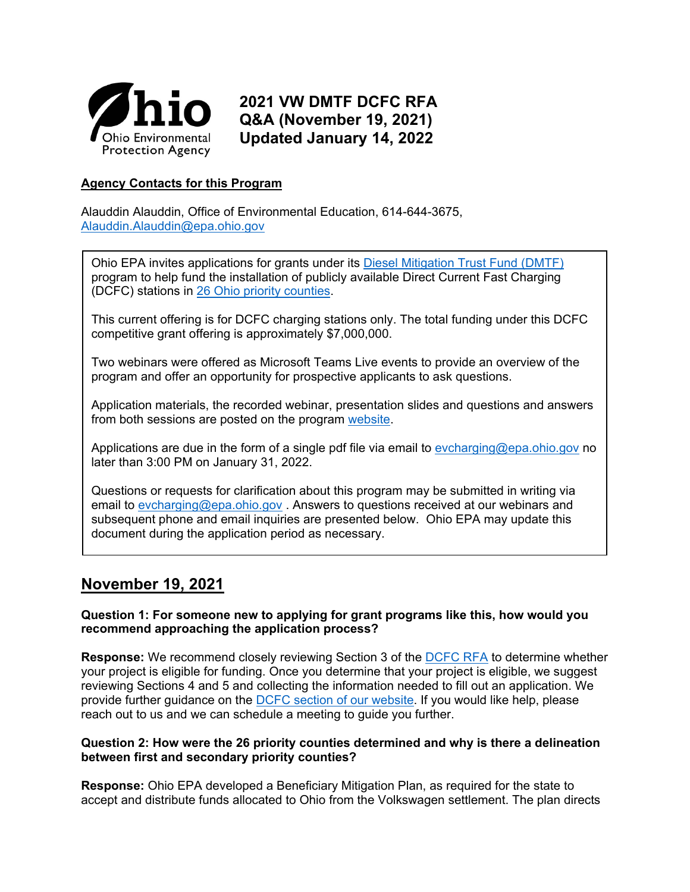# 2021 VW DMTF DCFC RFA Q&A (November 19, 2021) Updated January 14, 2022

Ohio Environmental Protection Agency

**Agency Contacts for this Program**

Alauddin Alauddin, Office of Environmental Education, 614-644-3675, Alauddin.Alauddin@epa.ohio.gov

Ohio EPA invites applications for grants under its Diesel Mitigation Trust Fund (DMTF) program to help fund the installation of publicly available Direct Current Fast Charging (DCFC) stations in 26 Ohio priority counties.

This current offering is for DCFC charging stations only. The total funding under this DCFC competitive grant offering is approximately $7,000,000.

Two webinars were offered as Microsoft Teams Live events to provide an overview of the program and offer an opportunity for prospective applicants to ask questions.

Application materials, the recorded webinar, presentation slides and questions and answers from both sessions are posted on the program website.

Applications are due in the form of a single pdf file via email to evcharging@epa.ohio.gov no later than 3:00 PM on January 31, 2022.

Questions or requests for clarification about this program may be submitted in writing via email to evcharging@epa.ohio.gov . Answers to questions received at our webinars and subsequent phone and email inquiries are presented below. Ohio EPA may update this document during the application period as necessary.

## November 19, 2021

**Question 1: For someone new to applying for grant programs like this, how would you recommend approaching the application process?**

**Response:** We recommend closely reviewing Section 3 of the DCFC RFA to determine whether your project is eligible for funding. Once you determine that your project is eligible, we suggest reviewing Sections 4 and 5 and collecting the information needed to fill out an application. We provide further guidance on the DCFC section of our website. If you would like help, please reach out to us and we can schedule a meeting to guide you further.

**Question 2: How were the 26 priority counties determined and why is there a delineation between first and secondary priority counties?**

**Response:** Ohio EPA developed a Beneficiary Mitigation Plan, as required for the state to accept and distribute funds allocated to Ohio from the Volkswagen settlement. The plan directs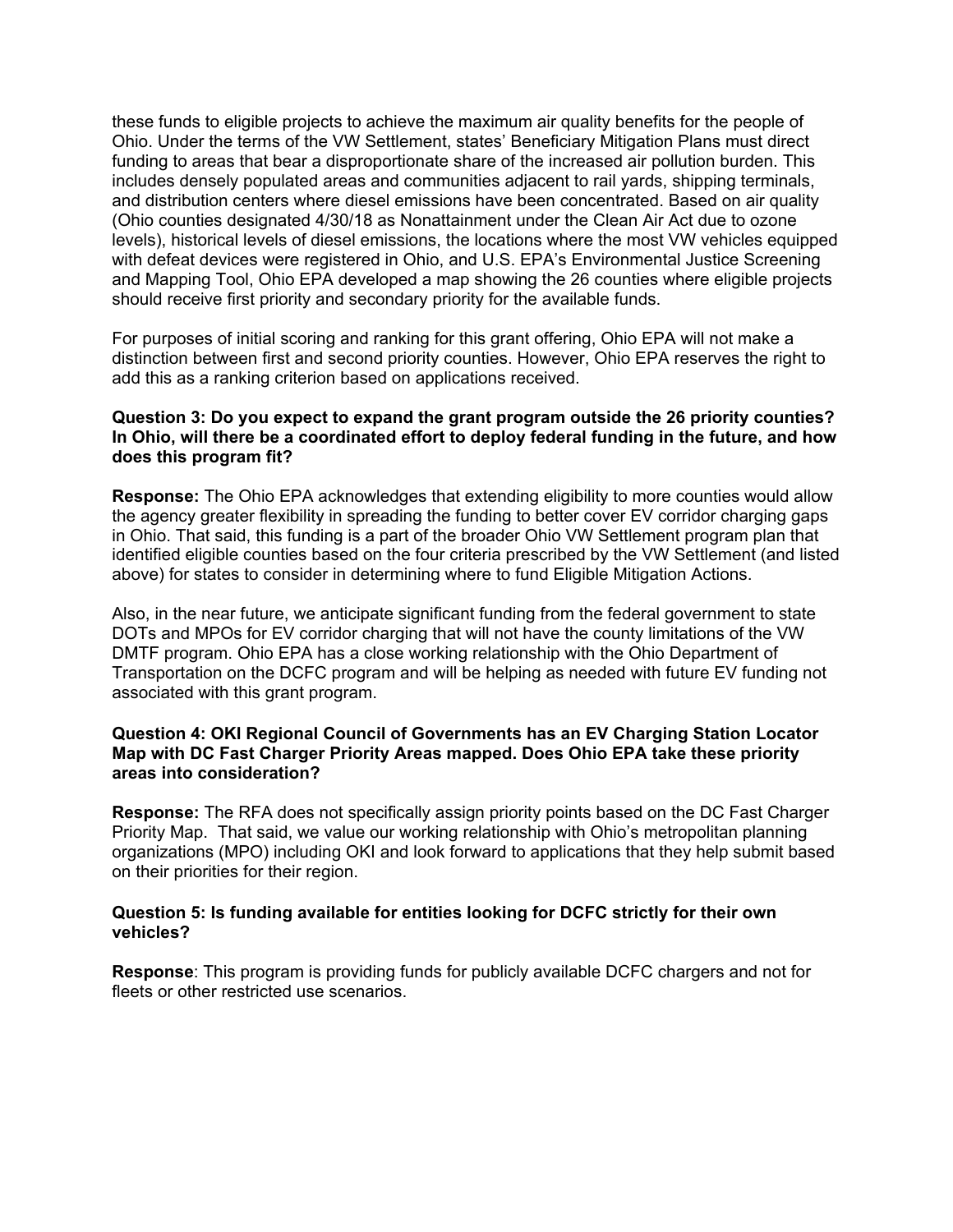these funds to eligible projects to achieve the maximum air quality benefits for the people of Ohio. Under the terms of the VW Settlement, states' Beneficiary Mitigation Plans must direct funding to areas that bear a disproportionate share of the increased air pollution burden. This includes densely populated areas and communities adjacent to rail yards, shipping terminals, and distribution centers where diesel emissions have been concentrated. Based on air quality (Ohio counties designated 4/30/18 as Nonattainment under the Clean Air Act due to ozone levels), historical levels of diesel emissions, the locations where the most VW vehicles equipped with defeat devices were registered in Ohio, and U.S. EPA's Environmental Justice Screening and Mapping Tool, Ohio EPA developed a map showing the 26 counties where eligible projects should receive first priority and secondary priority for the available funds.

For purposes of initial scoring and ranking for this grant offering, Ohio EPA will not make a distinction between first and second priority counties. However, Ohio EPA reserves the right to add this as a ranking criterion based on applications received.

**Question 3: Do you expect to expand the grant program outside the 26 priority counties? In Ohio, will there be a coordinated effort to deploy federal funding in the future, and how does this program fit?**

**Response:** The Ohio EPA acknowledges that extending eligibility to more counties would allow the agency greater flexibility in spreading the funding to better cover EV corridor charging gaps in Ohio. That said, this funding is a part of the broader Ohio VW Settlement program plan that identified eligible counties based on the four criteria prescribed by the VW Settlement (and listed above) for states to consider in determining where to fund Eligible Mitigation Actions.

Also, in the near future, we anticipate significant funding from the federal government to state DOTs and MPOs for EV corridor charging that will not have the county limitations of the VW DMTF program. Ohio EPA has a close working relationship with the Ohio Department of Transportation on the DCFC program and will be helping as needed with future EV funding not associated with this grant program.

**Question 4: OKI Regional Council of Governments has an EV Charging Station Locator Map with DC Fast Charger Priority Areas mapped. Does Ohio EPA take these priority areas into consideration?**

**Response:** The RFA does not specifically assign priority points based on the DC Fast Charger Priority Map. That said, we value our working relationship with Ohio's metropolitan planning organizations (MPO) including OKI and look forward to applications that they help submit based on their priorities for their region.

**Question 5: Is funding available for entities looking for DCFC strictly for their own vehicles?**

**Response**: This program is providing funds for publicly available DCFC chargers and not for fleets or other restricted use scenarios.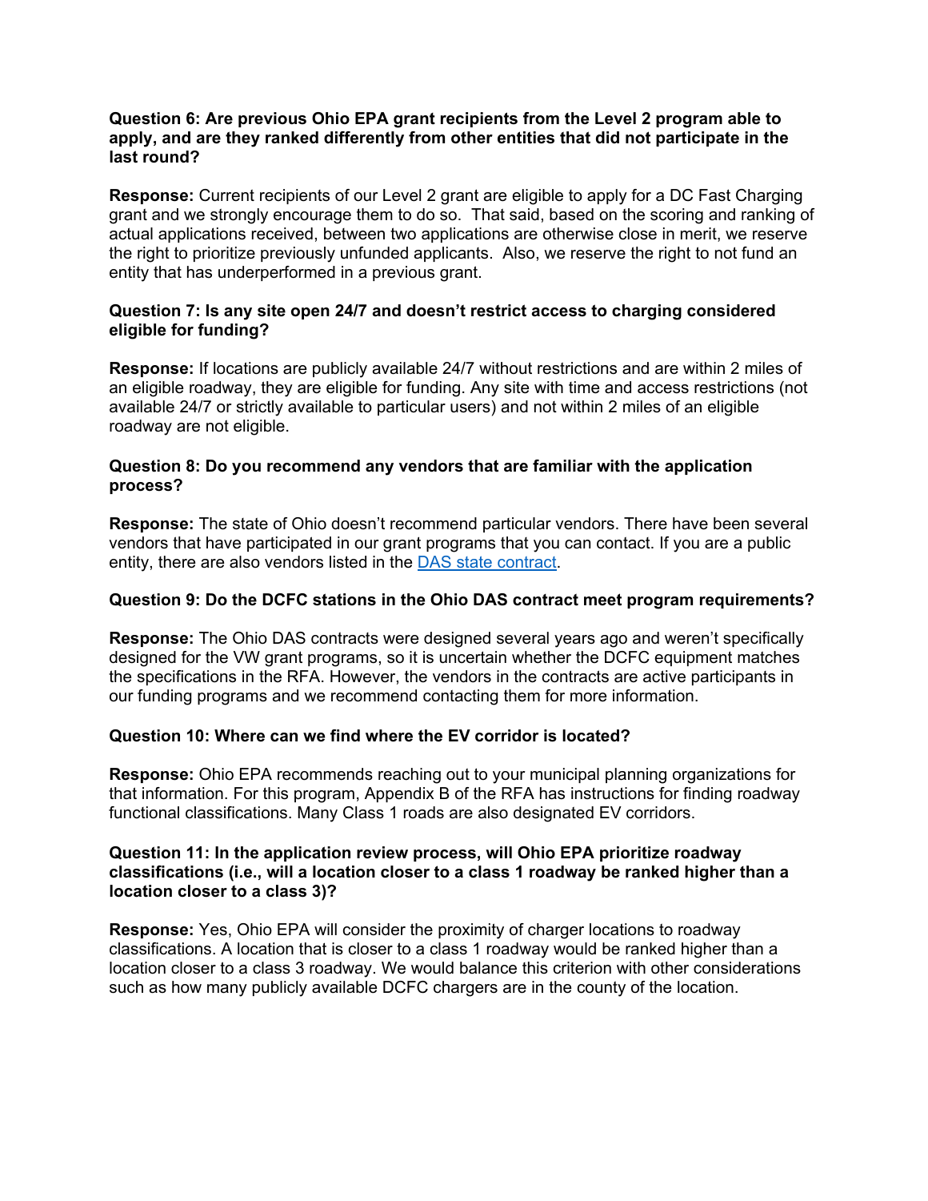**Question 6: Are previous Ohio EPA grant recipients from the Level 2 program able to apply, and are they ranked differently from other entities that did not participate in the last round?**

**Response:** Current recipients of our Level 2 grant are eligible to apply for a DC Fast Charging grant and we strongly encourage them to do so. That said, based on the scoring and ranking of actual applications received, between two applications are otherwise close in merit, we reserve the right to prioritize previously unfunded applicants. Also, we reserve the right to not fund an entity that has underperformed in a previous grant.

**Question 7: Is any site open 24/7 and doesn't restrict access to charging considered eligible for funding?**

**Response:** If locations are publicly available 24/7 without restrictions and are within 2 miles of an eligible roadway, they are eligible for funding. Any site with time and access restrictions (not available 24/7 or strictly available to particular users) and not within 2 miles of an eligible roadway are not eligible.

**Question 8: Do you recommend any vendors that are familiar with the application process?**

**Response:** The state of Ohio doesn't recommend particular vendors. There have been several vendors that have participated in our grant programs that you can contact. If you are a public entity, there are also vendors listed in the DAS state contract.

**Question 9: Do the DCFC stations in the Ohio DAS contract meet program requirements?**

**Response:** The Ohio DAS contracts were designed several years ago and weren't specifically designed for the VW grant programs, so it is uncertain whether the DCFC equipment matches the specifications in the RFA. However, the vendors in the contracts are active participants in our funding programs and we recommend contacting them for more information.

**Question 10: Where can we find where the EV corridor is located?**

**Response:** Ohio EPA recommends reaching out to your municipal planning organizations for that information. For this program, Appendix B of the RFA has instructions for finding roadway functional classifications. Many Class 1 roads are also designated EV corridors.

**Question 11: In the application review process, will Ohio EPA prioritize roadway classifications (i.e., will a location closer to a class 1 roadway be ranked higher than a location closer to a class 3)?**

**Response:** Yes, Ohio EPA will consider the proximity of charger locations to roadway classifications. A location that is closer to a class 1 roadway would be ranked higher than a location closer to a class 3 roadway. We would balance this criterion with other considerations such as how many publicly available DCFC chargers are in the county of the location.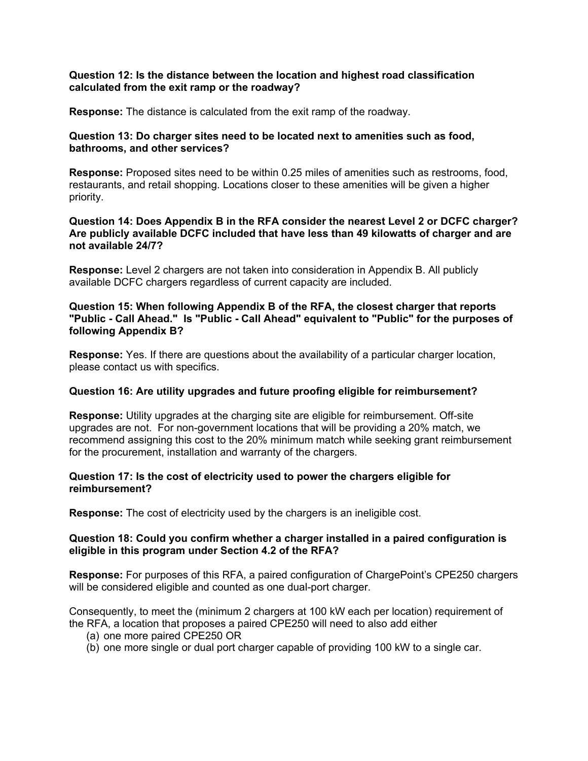**Question 12: Is the distance between the location and highest road classification calculated from the exit ramp or the roadway?**

**Response:** The distance is calculated from the exit ramp of the roadway.

**Question 13: Do charger sites need to be located next to amenities such as food, bathrooms, and other services?**

**Response:** Proposed sites need to be within 0.25 miles of amenities such as restrooms, food, restaurants, and retail shopping. Locations closer to these amenities will be given a higher priority.

**Question 14: Does Appendix B in the RFA consider the nearest Level 2 or DCFC charger? Are publicly available DCFC included that have less than 49 kilowatts of charger and are not available 24/7?**

**Response:** Level 2 chargers are not taken into consideration in Appendix B. All publicly available DCFC chargers regardless of current capacity are included.

**Question 15: When following Appendix B of the RFA, the closest charger that reports "Public - Call Ahead." Is "Public - Call Ahead" equivalent to "Public" for the purposes of following Appendix B?**

**Response:** Yes. If there are questions about the availability of a particular charger location, please contact us with specifics.

**Question 16: Are utility upgrades and future proofing eligible for reimbursement?**

**Response:** Utility upgrades at the charging site are eligible for reimbursement. Off-site upgrades are not. For non-government locations that will be providing a 20% match, we recommend assigning this cost to the 20% minimum match while seeking grant reimbursement for the procurement, installation and warranty of the chargers.

**Question 17: Is the cost of electricity used to power the chargers eligible for reimbursement?**

**Response:** The cost of electricity used by the chargers is an ineligible cost.

**Question 18: Could you confirm whether a charger installed in a paired configuration is eligible in this program under Section 4.2 of the RFA?**

**Response:** For purposes of this RFA, a paired configuration of ChargePoint's CPE250 chargers will be considered eligible and counted as one dual-port charger.

Consequently, to meet the (minimum 2 chargers at 100 kW each per location) requirement of the RFA, a location that proposes a paired CPE250 will need to also add either

(a) one more paired CPE250 OR
(b) one more single or dual port charger capable of providing 100 kW to a single car.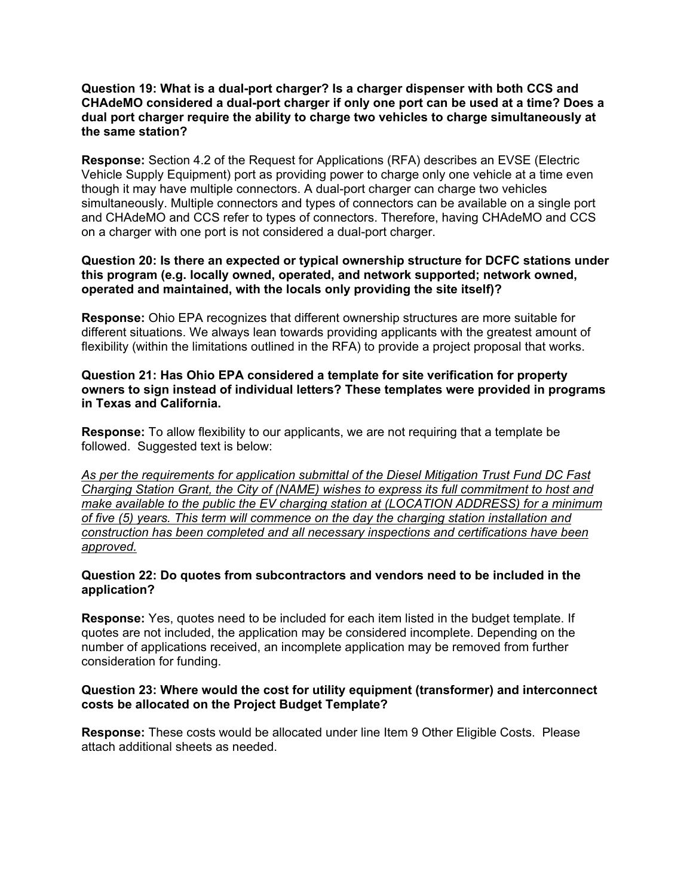**Question 19: What is a dual-port charger? Is a charger dispenser with both CCS and CHAdeMO considered a dual-port charger if only one port can be used at a time? Does a dual port charger require the ability to charge two vehicles to charge simultaneously at the same station?**

**Response:** Section 4.2 of the Request for Applications (RFA) describes an EVSE (Electric Vehicle Supply Equipment) port as providing power to charge only one vehicle at a time even though it may have multiple connectors. A dual-port charger can charge two vehicles simultaneously. Multiple connectors and types of connectors can be available on a single port and CHAdeMO and CCS refer to types of connectors. Therefore, having CHAdeMO and CCS on a charger with one port is not considered a dual-port charger.

**Question 20: Is there an expected or typical ownership structure for DCFC stations under this program (e.g. locally owned, operated, and network supported; network owned, operated and maintained, with the locals only providing the site itself)?**

**Response:** Ohio EPA recognizes that different ownership structures are more suitable for different situations. We always lean towards providing applicants with the greatest amount of flexibility (within the limitations outlined in the RFA) to provide a project proposal that works.

**Question 21: Has Ohio EPA considered a template for site verification for property owners to sign instead of individual letters? These templates were provided in programs in Texas and California.**

**Response:** To allow flexibility to our applicants, we are not requiring that a template be followed. Suggested text is below:

*As per the requirements for application submittal of the Diesel Mitigation Trust Fund DC Fast Charging Station Grant, the City of (NAME) wishes to express its full commitment to host and make available to the public the EV charging station at (LOCATION ADDRESS) for a minimum of five (5) years. This term will commence on the day the charging station installation and construction has been completed and all necessary inspections and certifications have been approved.*

**Question 22: Do quotes from subcontractors and vendors need to be included in the application?**

**Response:** Yes, quotes need to be included for each item listed in the budget template. If quotes are not included, the application may be considered incomplete. Depending on the number of applications received, an incomplete application may be removed from further consideration for funding.

**Question 23: Where would the cost for utility equipment (transformer) and interconnect costs be allocated on the Project Budget Template?**

**Response:** These costs would be allocated under line Item 9 Other Eligible Costs. Please attach additional sheets as needed.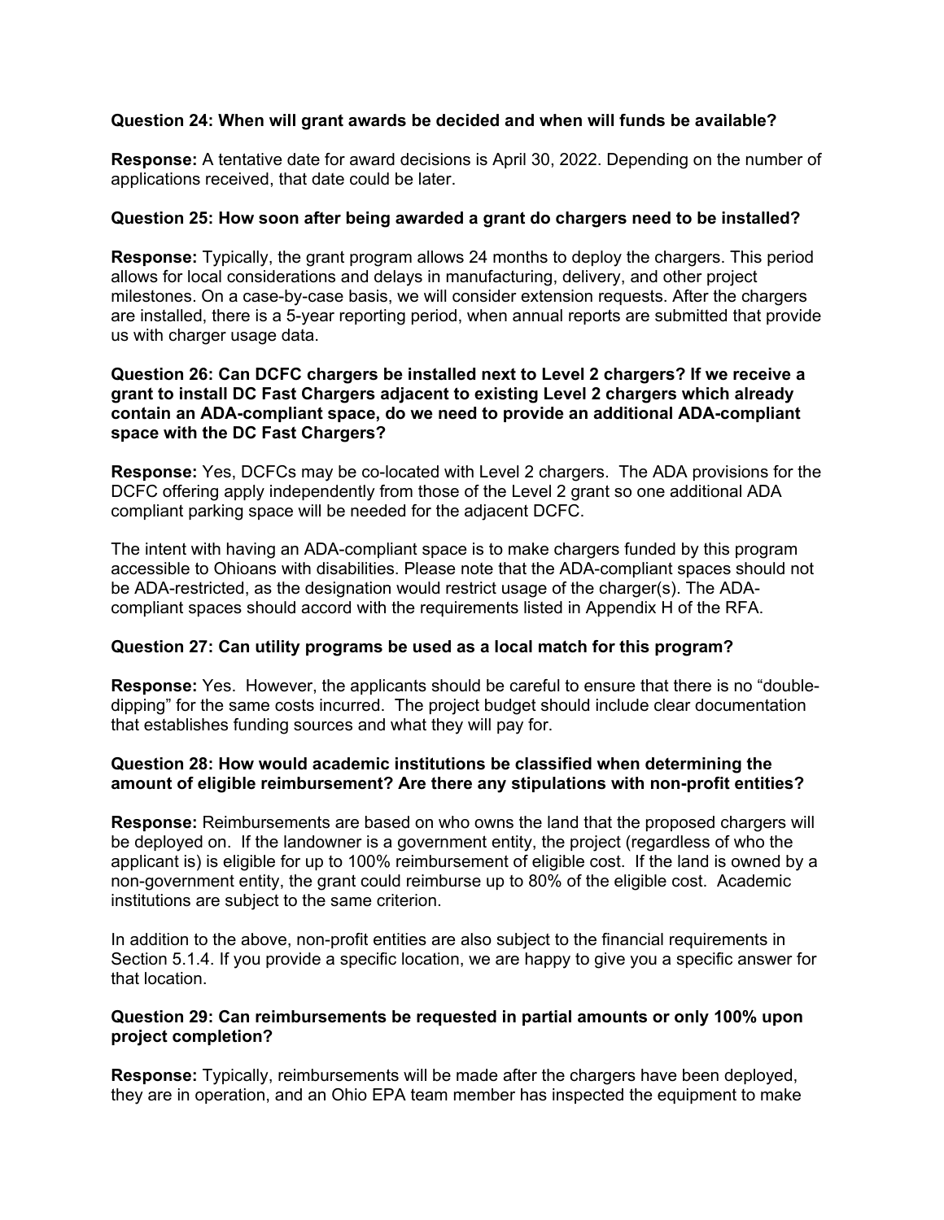**Question 24: When will grant awards be decided and when will funds be available?**

**Response:** A tentative date for award decisions is April 30, 2022. Depending on the number of applications received, that date could be later.

**Question 25: How soon after being awarded a grant do chargers need to be installed?**

**Response:** Typically, the grant program allows 24 months to deploy the chargers. This period allows for local considerations and delays in manufacturing, delivery, and other project milestones. On a case-by-case basis, we will consider extension requests. After the chargers are installed, there is a 5-year reporting period, when annual reports are submitted that provide us with charger usage data.

**Question 26: Can DCFC chargers be installed next to Level 2 chargers? If we receive a grant to install DC Fast Chargers adjacent to existing Level 2 chargers which already contain an ADA-compliant space, do we need to provide an additional ADA-compliant space with the DC Fast Chargers?**

**Response:** Yes, DCFCs may be co-located with Level 2 chargers. The ADA provisions for the DCFC offering apply independently from those of the Level 2 grant so one additional ADA compliant parking space will be needed for the adjacent DCFC.

The intent with having an ADA-compliant space is to make chargers funded by this program accessible to Ohioans with disabilities. Please note that the ADA-compliant spaces should not be ADA-restricted, as the designation would restrict usage of the charger(s). The ADA-compliant spaces should accord with the requirements listed in Appendix H of the RFA.

**Question 27: Can utility programs be used as a local match for this program?**

**Response:** Yes. However, the applicants should be careful to ensure that there is no "double-dipping" for the same costs incurred. The project budget should include clear documentation that establishes funding sources and what they will pay for.

**Question 28: How would academic institutions be classified when determining the amount of eligible reimbursement? Are there any stipulations with non-profit entities?**

**Response:** Reimbursements are based on who owns the land that the proposed chargers will be deployed on. If the landowner is a government entity, the project (regardless of who the applicant is) is eligible for up to 100% reimbursement of eligible cost. If the land is owned by a non-government entity, the grant could reimburse up to 80% of the eligible cost. Academic institutions are subject to the same criterion.

In addition to the above, non-profit entities are also subject to the financial requirements in Section 5.1.4. If you provide a specific location, we are happy to give you a specific answer for that location.

**Question 29: Can reimbursements be requested in partial amounts or only 100% upon project completion?**

**Response:** Typically, reimbursements will be made after the chargers have been deployed, they are in operation, and an Ohio EPA team member has inspected the equipment to make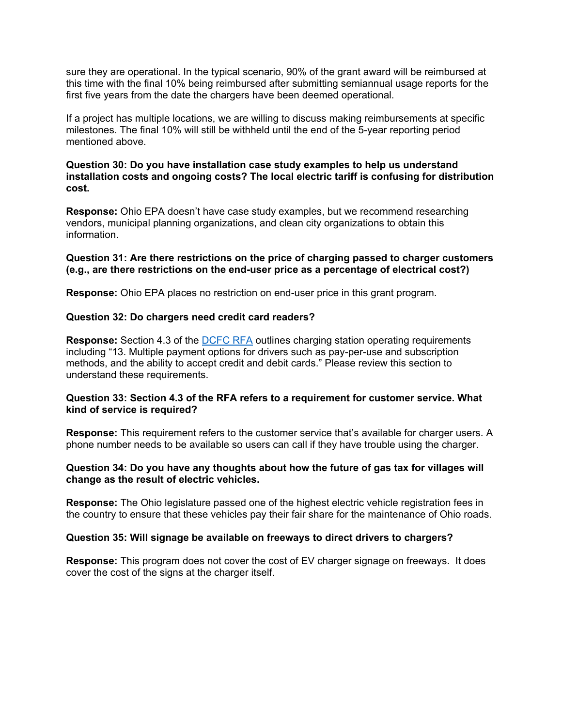sure they are operational. In the typical scenario, 90% of the grant award will be reimbursed at this time with the final 10% being reimbursed after submitting semiannual usage reports for the first five years from the date the chargers have been deemed operational.

If a project has multiple locations, we are willing to discuss making reimbursements at specific milestones. The final 10% will still be withheld until the end of the 5-year reporting period mentioned above.

**Question 30: Do you have installation case study examples to help us understand installation costs and ongoing costs? The local electric tariff is confusing for distribution cost.**

**Response:** Ohio EPA doesn't have case study examples, but we recommend researching vendors, municipal planning organizations, and clean city organizations to obtain this information.

**Question 31: Are there restrictions on the price of charging passed to charger customers (e.g., are there restrictions on the end-user price as a percentage of electrical cost?)**

**Response:** Ohio EPA places no restriction on end-user price in this grant program.

**Question 32: Do chargers need credit card readers?**

**Response:** Section 4.3 of the DCFC RFA outlines charging station operating requirements including "13. Multiple payment options for drivers such as pay-per-use and subscription methods, and the ability to accept credit and debit cards." Please review this section to understand these requirements.

**Question 33: Section 4.3 of the RFA refers to a requirement for customer service. What kind of service is required?**

**Response:** This requirement refers to the customer service that's available for charger users. A phone number needs to be available so users can call if they have trouble using the charger.

**Question 34: Do you have any thoughts about how the future of gas tax for villages will change as the result of electric vehicles.**

**Response:** The Ohio legislature passed one of the highest electric vehicle registration fees in the country to ensure that these vehicles pay their fair share for the maintenance of Ohio roads.

**Question 35: Will signage be available on freeways to direct drivers to chargers?**

**Response:** This program does not cover the cost of EV charger signage on freeways. It does cover the cost of the signs at the charger itself.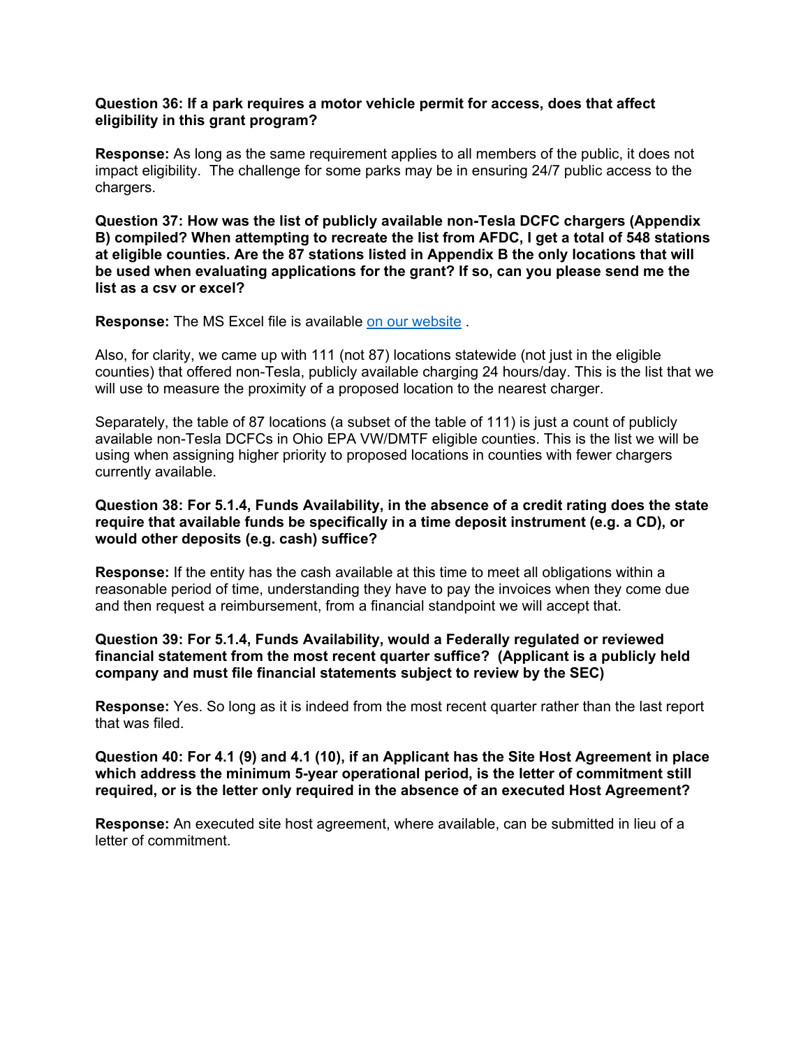**Question 36: If a park requires a motor vehicle permit for access, does that affect eligibility in this grant program?**

**Response:** As long as the same requirement applies to all members of the public, it does not impact eligibility. The challenge for some parks may be in ensuring 24/7 public access to the chargers.

**Question 37: How was the list of publicly available non-Tesla DCFC chargers (Appendix B) compiled? When attempting to recreate the list from AFDC, I get a total of 548 stations at eligible counties. Are the 87 stations listed in Appendix B the only locations that will be used when evaluating applications for the grant? If so, can you please send me the list as a csv or excel?**

**Response:** The MS Excel file is available on our website .

Also, for clarity, we came up with 111 (not 87) locations statewide (not just in the eligible counties) that offered non-Tesla, publicly available charging 24 hours/day. This is the list that we will use to measure the proximity of a proposed location to the nearest charger.

Separately, the table of 87 locations (a subset of the table of 111) is just a count of publicly available non-Tesla DCFCs in Ohio EPA VW/DMTF eligible counties. This is the list we will be using when assigning higher priority to proposed locations in counties with fewer chargers currently available.

**Question 38: For 5.1.4, Funds Availability, in the absence of a credit rating does the state require that available funds be specifically in a time deposit instrument (e.g. a CD), or would other deposits (e.g. cash) suffice?**

**Response:** If the entity has the cash available at this time to meet all obligations within a reasonable period of time, understanding they have to pay the invoices when they come due and then request a reimbursement, from a financial standpoint we will accept that.

**Question 39: For 5.1.4, Funds Availability, would a Federally regulated or reviewed financial statement from the most recent quarter suffice? (Applicant is a publicly held company and must file financial statements subject to review by the SEC)**

**Response:** Yes. So long as it is indeed from the most recent quarter rather than the last report that was filed.

**Question 40: For 4.1 (9) and 4.1 (10), if an Applicant has the Site Host Agreement in place which address the minimum 5-year operational period, is the letter of commitment still required, or is the letter only required in the absence of an executed Host Agreement?**

**Response:** An executed site host agreement, where available, can be submitted in lieu of a letter of commitment.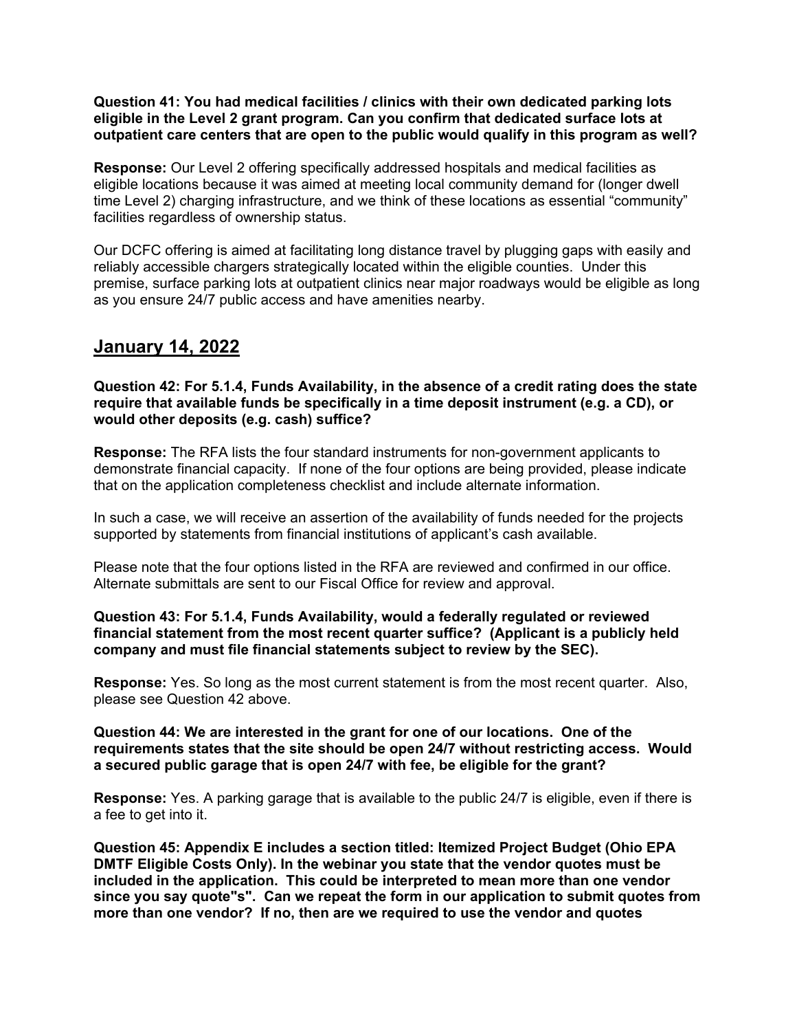**Question 41: You had medical facilities / clinics with their own dedicated parking lots eligible in the Level 2 grant program. Can you confirm that dedicated surface lots at outpatient care centers that are open to the public would qualify in this program as well?**

**Response:** Our Level 2 offering specifically addressed hospitals and medical facilities as eligible locations because it was aimed at meeting local community demand for (longer dwell time Level 2) charging infrastructure, and we think of these locations as essential "community" facilities regardless of ownership status.

Our DCFC offering is aimed at facilitating long distance travel by plugging gaps with easily and reliably accessible chargers strategically located within the eligible counties. Under this premise, surface parking lots at outpatient clinics near major roadways would be eligible as long as you ensure 24/7 public access and have amenities nearby.

## January 14, 2022

**Question 42: For 5.1.4, Funds Availability, in the absence of a credit rating does the state require that available funds be specifically in a time deposit instrument (e.g. a CD), or would other deposits (e.g. cash) suffice?**

**Response:** The RFA lists the four standard instruments for non-government applicants to demonstrate financial capacity. If none of the four options are being provided, please indicate that on the application completeness checklist and include alternate information.

In such a case, we will receive an assertion of the availability of funds needed for the projects supported by statements from financial institutions of applicant's cash available.

Please note that the four options listed in the RFA are reviewed and confirmed in our office. Alternate submittals are sent to our Fiscal Office for review and approval.

**Question 43: For 5.1.4, Funds Availability, would a federally regulated or reviewed financial statement from the most recent quarter suffice? (Applicant is a publicly held company and must file financial statements subject to review by the SEC).**

**Response:** Yes. So long as the most current statement is from the most recent quarter. Also, please see Question 42 above.

**Question 44: We are interested in the grant for one of our locations. One of the requirements states that the site should be open 24/7 without restricting access. Would a secured public garage that is open 24/7 with fee, be eligible for the grant?**

**Response:** Yes. A parking garage that is available to the public 24/7 is eligible, even if there is a fee to get into it.

**Question 45: Appendix E includes a section titled: Itemized Project Budget (Ohio EPA DMTF Eligible Costs Only). In the webinar you state that the vendor quotes must be included in the application. This could be interpreted to mean more than one vendor since you say quote"s". Can we repeat the form in our application to submit quotes from more than one vendor? If no, then are we required to use the vendor and quotes**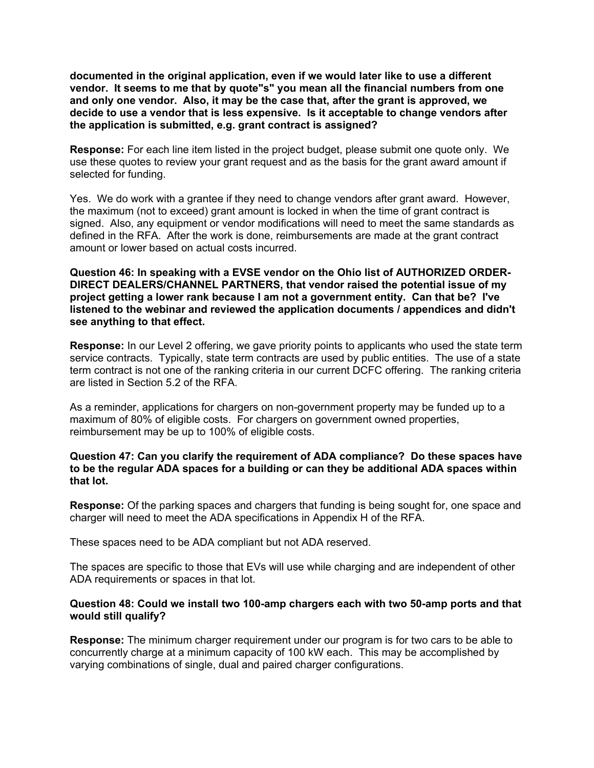**documented in the original application, even if we would later like to use a different vendor. It seems to me that by quote"s" you mean all the financial numbers from one and only one vendor. Also, it may be the case that, after the grant is approved, we decide to use a vendor that is less expensive. Is it acceptable to change vendors after the application is submitted, e.g. grant contract is assigned?**

**Response:** For each line item listed in the project budget, please submit one quote only. We use these quotes to review your grant request and as the basis for the grant award amount if selected for funding.

Yes. We do work with a grantee if they need to change vendors after grant award. However, the maximum (not to exceed) grant amount is locked in when the time of grant contract is signed. Also, any equipment or vendor modifications will need to meet the same standards as defined in the RFA. After the work is done, reimbursements are made at the grant contract amount or lower based on actual costs incurred.

**Question 46: In speaking with a EVSE vendor on the Ohio list of AUTHORIZED ORDER-DIRECT DEALERS/CHANNEL PARTNERS, that vendor raised the potential issue of my project getting a lower rank because I am not a government entity. Can that be? I've listened to the webinar and reviewed the application documents / appendices and didn't see anything to that effect.**

**Response:** In our Level 2 offering, we gave priority points to applicants who used the state term service contracts. Typically, state term contracts are used by public entities. The use of a state term contract is not one of the ranking criteria in our current DCFC offering. The ranking criteria are listed in Section 5.2 of the RFA.

As a reminder, applications for chargers on non-government property may be funded up to a maximum of 80% of eligible costs. For chargers on government owned properties, reimbursement may be up to 100% of eligible costs.

**Question 47: Can you clarify the requirement of ADA compliance? Do these spaces have to be the regular ADA spaces for a building or can they be additional ADA spaces within that lot.**

**Response:** Of the parking spaces and chargers that funding is being sought for, one space and charger will need to meet the ADA specifications in Appendix H of the RFA.

These spaces need to be ADA compliant but not ADA reserved.

The spaces are specific to those that EVs will use while charging and are independent of other ADA requirements or spaces in that lot.

**Question 48: Could we install two 100-amp chargers each with two 50-amp ports and that would still qualify?**

**Response:** The minimum charger requirement under our program is for two cars to be able to concurrently charge at a minimum capacity of 100 kW each. This may be accomplished by varying combinations of single, dual and paired charger configurations.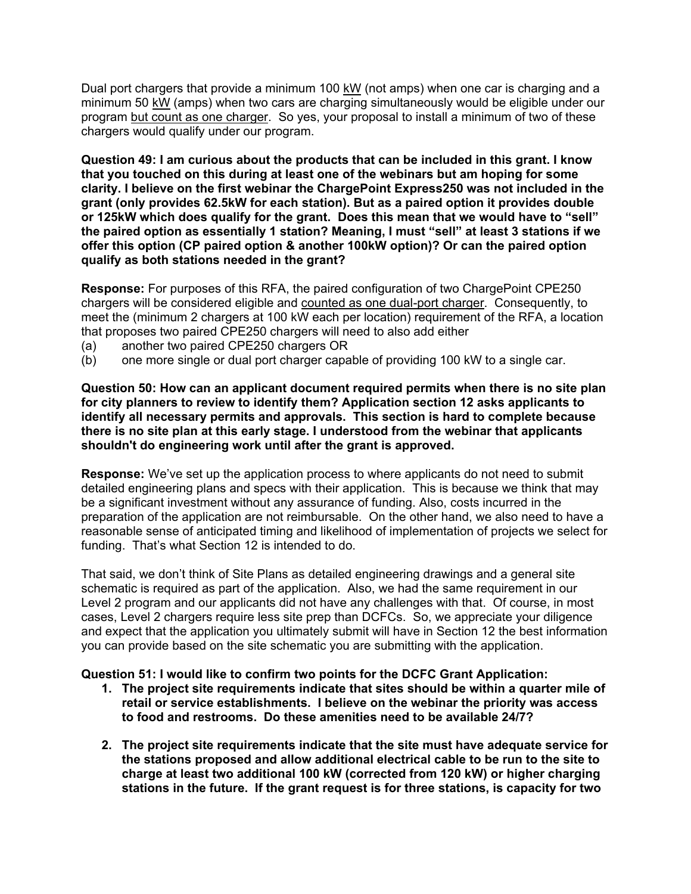Dual port chargers that provide a minimum 100 <u>kW</u> (not amps) when one car is charging and a minimum 50 <u>kW</u> (amps) when two cars are charging simultaneously would be eligible under our program <u>but count as one charger</u>. So yes, your proposal to install a minimum of two of these chargers would qualify under our program.

**Question 49: I am curious about the products that can be included in this grant. I know that you touched on this during at least one of the webinars but am hoping for some clarity. I believe on the first webinar the ChargePoint Express250 was not included in the grant (only provides 62.5kW for each station). But as a paired option it provides double or 125kW which does qualify for the grant. Does this mean that we would have to "sell" the paired option as essentially 1 station? Meaning, I must "sell" at least 3 stations if we offer this option (CP paired option & another 100kW option)? Or can the paired option qualify as both stations needed in the grant?**

**Response:** For purposes of this RFA, the paired configuration of two ChargePoint CPE250 chargers will be considered eligible and <u>counted as one dual-port charger</u>. Consequently, to meet the (minimum 2 chargers at 100 kW each per location) requirement of the RFA, a location that proposes two paired CPE250 chargers will need to also add either

(a) another two paired CPE250 chargers OR
(b) one more single or dual port charger capable of providing 100 kW to a single car.

**Question 50: How can an applicant document required permits when there is no site plan for city planners to review to identify them? Application section 12 asks applicants to identify all necessary permits and approvals. This section is hard to complete because there is no site plan at this early stage. I understood from the webinar that applicants shouldn't do engineering work until after the grant is approved.**

**Response:** We've set up the application process to where applicants do not need to submit detailed engineering plans and specs with their application. This is because we think that may be a significant investment without any assurance of funding. Also, costs incurred in the preparation of the application are not reimbursable. On the other hand, we also need to have a reasonable sense of anticipated timing and likelihood of implementation of projects we select for funding. That's what Section 12 is intended to do.

That said, we don't think of Site Plans as detailed engineering drawings and a general site schematic is required as part of the application. Also, we had the same requirement in our Level 2 program and our applicants did not have any challenges with that. Of course, in most cases, Level 2 chargers require less site prep than DCFCs. So, we appreciate your diligence and expect that the application you ultimately submit will have in Section 12 the best information you can provide based on the site schematic you are submitting with the application.

**Question 51: I would like to confirm two points for the DCFC Grant Application:**

1. **The project site requirements indicate that sites should be within a quarter mile of retail or service establishments. I believe on the webinar the priority was access to food and restrooms. Do these amenities need to be available 24/7?**

2. **The project site requirements indicate that the site must have adequate service for the stations proposed and allow additional electrical cable to be run to the site to charge at least two additional 100 kW (corrected from 120 kW) or higher charging stations in the future. If the grant request is for three stations, is capacity for two**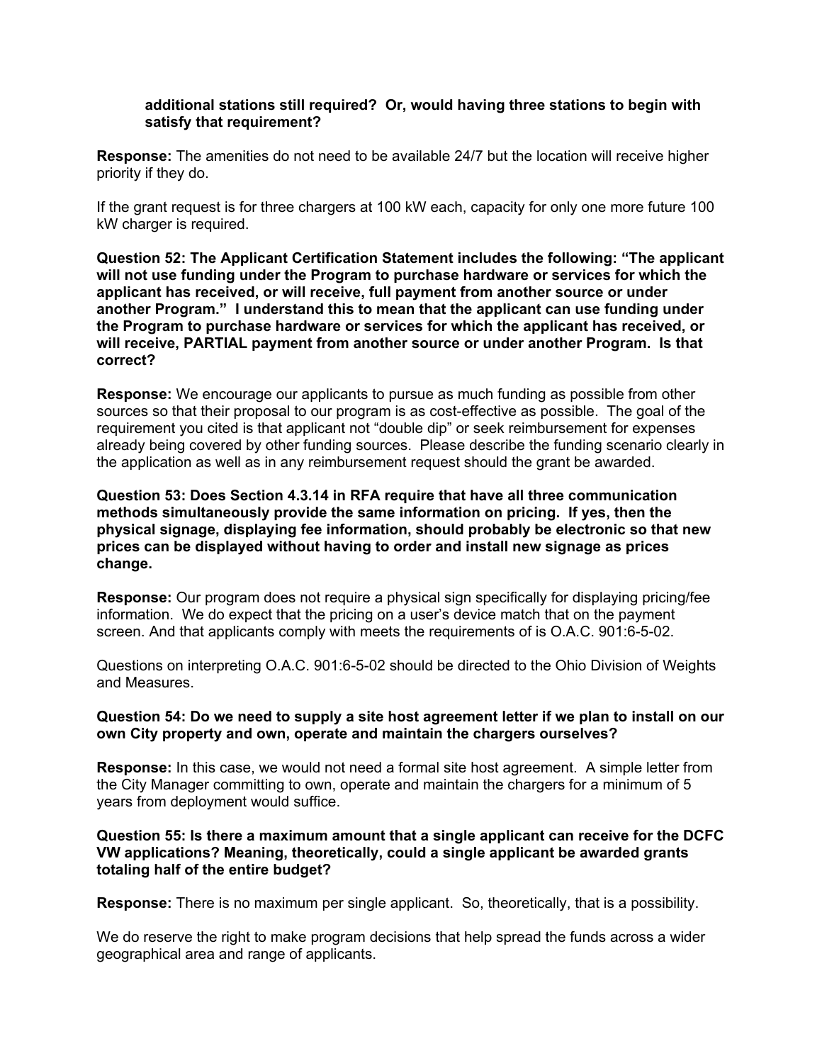**additional stations still required? Or, would having three stations to begin with satisfy that requirement?**

**Response:** The amenities do not need to be available 24/7 but the location will receive higher priority if they do.

If the grant request is for three chargers at 100 kW each, capacity for only one more future 100 kW charger is required.

**Question 52: The Applicant Certification Statement includes the following: "The applicant will not use funding under the Program to purchase hardware or services for which the applicant has received, or will receive, full payment from another source or under another Program." I understand this to mean that the applicant can use funding under the Program to purchase hardware or services for which the applicant has received, or will receive, PARTIAL payment from another source or under another Program. Is that correct?**

**Response:** We encourage our applicants to pursue as much funding as possible from other sources so that their proposal to our program is as cost-effective as possible. The goal of the requirement you cited is that applicant not "double dip" or seek reimbursement for expenses already being covered by other funding sources. Please describe the funding scenario clearly in the application as well as in any reimbursement request should the grant be awarded.

**Question 53: Does Section 4.3.14 in RFA require that have all three communication methods simultaneously provide the same information on pricing. If yes, then the physical signage, displaying fee information, should probably be electronic so that new prices can be displayed without having to order and install new signage as prices change.**

**Response:** Our program does not require a physical sign specifically for displaying pricing/fee information. We do expect that the pricing on a user's device match that on the payment screen. And that applicants comply with meets the requirements of is O.A.C. 901:6-5-02.

Questions on interpreting O.A.C. 901:6-5-02 should be directed to the Ohio Division of Weights and Measures.

**Question 54: Do we need to supply a site host agreement letter if we plan to install on our own City property and own, operate and maintain the chargers ourselves?**

**Response:** In this case, we would not need a formal site host agreement. A simple letter from the City Manager committing to own, operate and maintain the chargers for a minimum of 5 years from deployment would suffice.

**Question 55: Is there a maximum amount that a single applicant can receive for the DCFC VW applications? Meaning, theoretically, could a single applicant be awarded grants totaling half of the entire budget?**

**Response:** There is no maximum per single applicant. So, theoretically, that is a possibility.

We do reserve the right to make program decisions that help spread the funds across a wider geographical area and range of applicants.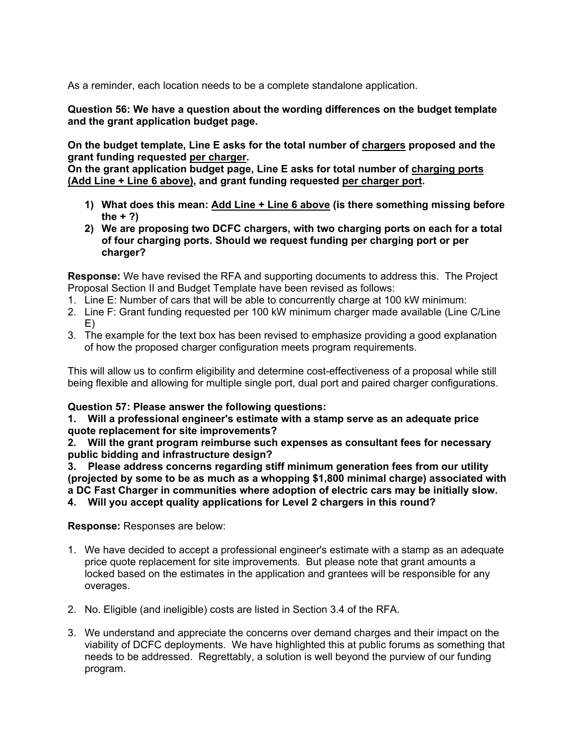As a reminder, each location needs to be a complete standalone application.

**Question 56: We have a question about the wording differences on the budget template and the grant application budget page.**

**On the budget template, Line E asks for the total number of <u>chargers</u> proposed and the grant funding requested <u>per charger</u>.**
**On the grant application budget page, Line E asks for total number of <u>charging ports (Add Line + Line 6 above)</u>, and grant funding requested <u>per charger port</u>.**

1) **What does this mean: <u>Add Line + Line 6 above</u> (is there something missing before the + ?)**
2) **We are proposing two DCFC chargers, with two charging ports on each for a total of four charging ports. Should we request funding per charging port or per charger?**

**Response:** We have revised the RFA and supporting documents to address this. The Project Proposal Section II and Budget Template have been revised as follows:

1. Line E: Number of cars that will be able to concurrently charge at 100 kW minimum:
2. Line F: Grant funding requested per 100 kW minimum charger made available (Line C/Line E)
3. The example for the text box has been revised to emphasize providing a good explanation of how the proposed charger configuration meets program requirements.

This will allow us to confirm eligibility and determine cost-effectiveness of a proposal while still being flexible and allowing for multiple single port, dual port and paired charger configurations.

**Question 57: Please answer the following questions:**
**1. Will a professional engineer's estimate with a stamp serve as an adequate price quote replacement for site improvements?**
**2. Will the grant program reimburse such expenses as consultant fees for necessary public bidding and infrastructure design?**
**3. Please address concerns regarding stiff minimum generation fees from our utility (projected by some to be as much as a whopping $1,800 minimal charge) associated with a DC Fast Charger in communities where adoption of electric cars may be initially slow.**
**4. Will you accept quality applications for Level 2 chargers in this round?**

**Response:** Responses are below:

1. We have decided to accept a professional engineer's estimate with a stamp as an adequate price quote replacement for site improvements. But please note that grant amounts a locked based on the estimates in the application and grantees will be responsible for any overages.

2. No. Eligible (and ineligible) costs are listed in Section 3.4 of the RFA.

3. We understand and appreciate the concerns over demand charges and their impact on the viability of DCFC deployments. We have highlighted this at public forums as something that needs to be addressed. Regrettably, a solution is well beyond the purview of our funding program.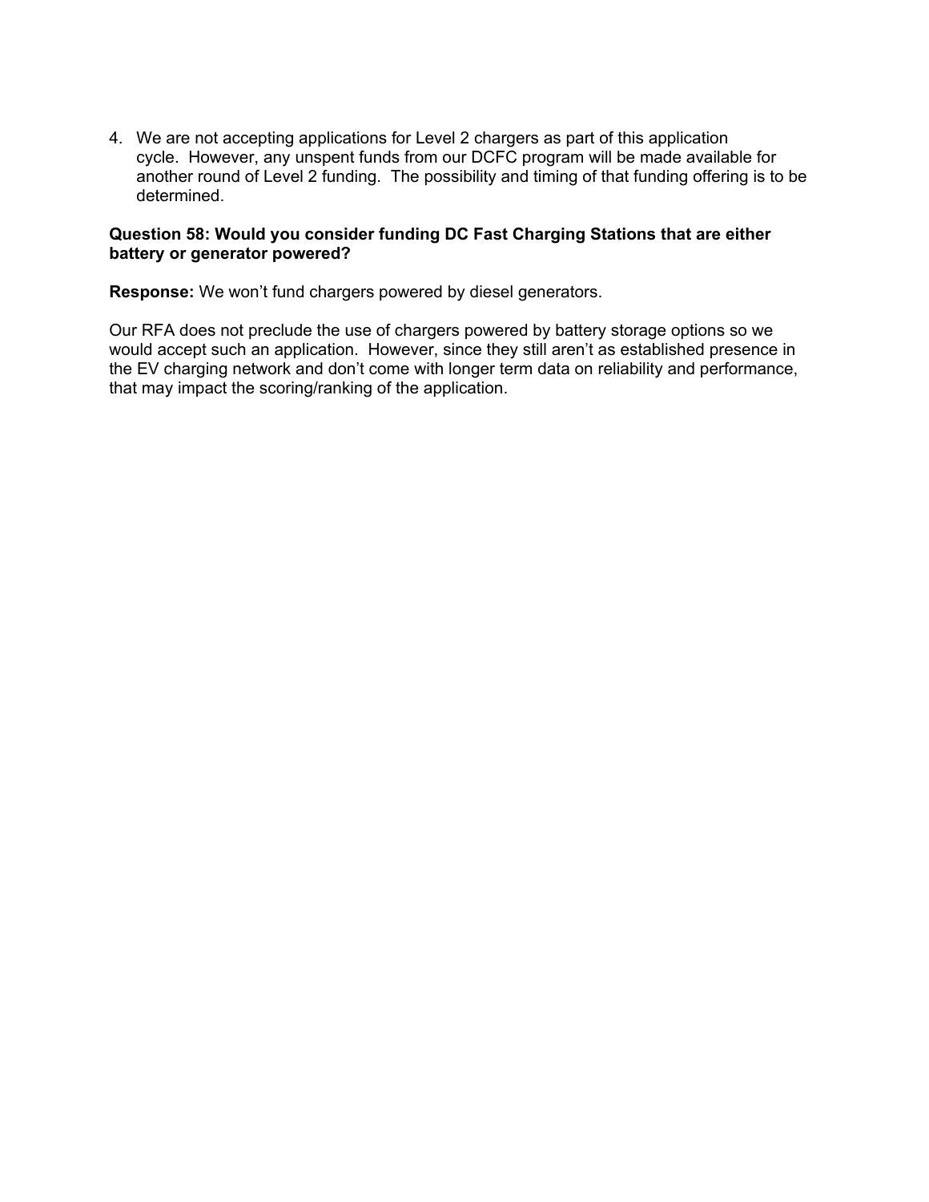4. We are not accepting applications for Level 2 chargers as part of this application cycle. However, any unspent funds from our DCFC program will be made available for another round of Level 2 funding. The possibility and timing of that funding offering is to be determined.

**Question 58: Would you consider funding DC Fast Charging Stations that are either battery or generator powered?**

**Response:** We won't fund chargers powered by diesel generators.

Our RFA does not preclude the use of chargers powered by battery storage options so we would accept such an application. However, since they still aren't as established presence in the EV charging network and don't come with longer term data on reliability and performance, that may impact the scoring/ranking of the application.